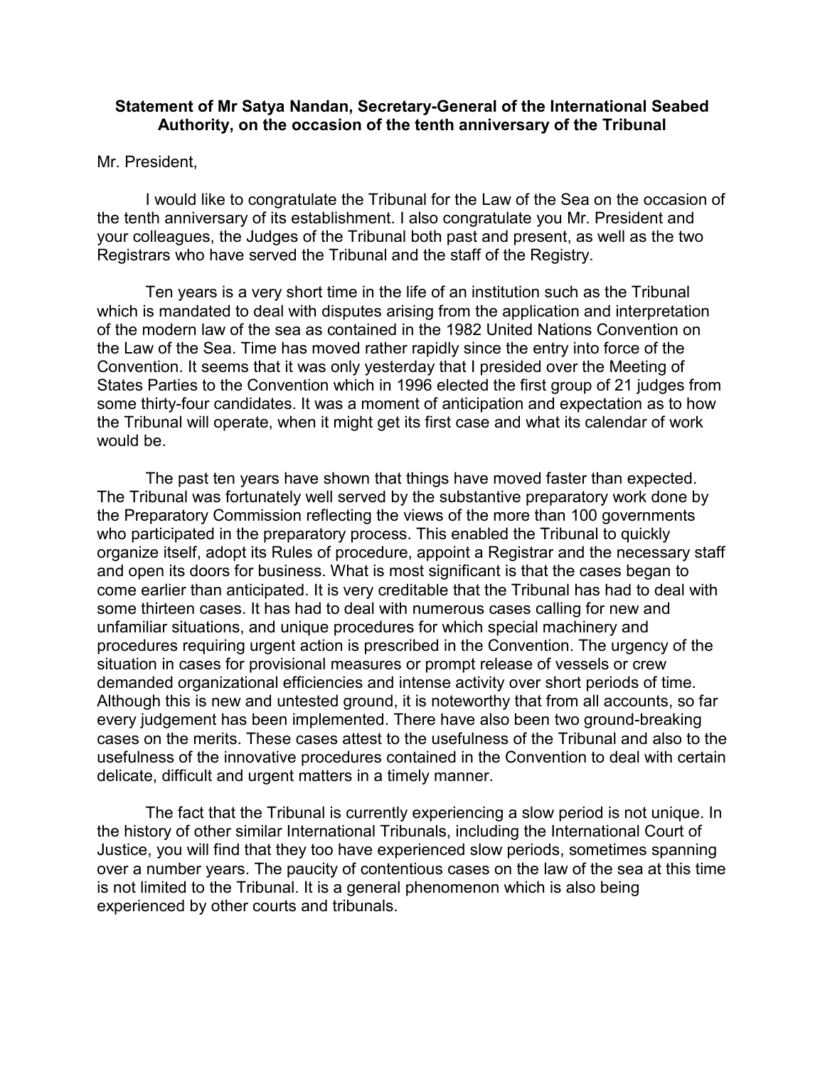**Statement of Mr Satya Nandan, Secretary-General of the International Seabed Authority, on the occasion of the tenth anniversary of the Tribunal**

Mr. President,

I would like to congratulate the Tribunal for the Law of the Sea on the occasion of the tenth anniversary of its establishment. I also congratulate you Mr. President and your colleagues, the Judges of the Tribunal both past and present, as well as the two Registrars who have served the Tribunal and the staff of the Registry.

Ten years is a very short time in the life of an institution such as the Tribunal which is mandated to deal with disputes arising from the application and interpretation of the modern law of the sea as contained in the 1982 United Nations Convention on the Law of the Sea. Time has moved rather rapidly since the entry into force of the Convention. It seems that it was only yesterday that I presided over the Meeting of States Parties to the Convention which in 1996 elected the first group of 21 judges from some thirty-four candidates. It was a moment of anticipation and expectation as to how the Tribunal will operate, when it might get its first case and what its calendar of work would be.

The past ten years have shown that things have moved faster than expected. The Tribunal was fortunately well served by the substantive preparatory work done by the Preparatory Commission reflecting the views of the more than 100 governments who participated in the preparatory process. This enabled the Tribunal to quickly organize itself, adopt its Rules of procedure, appoint a Registrar and the necessary staff and open its doors for business. What is most significant is that the cases began to come earlier than anticipated. It is very creditable that the Tribunal has had to deal with some thirteen cases. It has had to deal with numerous cases calling for new and unfamiliar situations, and unique procedures for which special machinery and procedures requiring urgent action is prescribed in the Convention. The urgency of the situation in cases for provisional measures or prompt release of vessels or crew demanded organizational efficiencies and intense activity over short periods of time. Although this is new and untested ground, it is noteworthy that from all accounts, so far every judgement has been implemented. There have also been two ground-breaking cases on the merits. These cases attest to the usefulness of the Tribunal and also to the usefulness of the innovative procedures contained in the Convention to deal with certain delicate, difficult and urgent matters in a timely manner.

The fact that the Tribunal is currently experiencing a slow period is not unique. In the history of other similar International Tribunals, including the International Court of Justice, you will find that they too have experienced slow periods, sometimes spanning over a number years. The paucity of contentious cases on the law of the sea at this time is not limited to the Tribunal. It is a general phenomenon which is also being experienced by other courts and tribunals.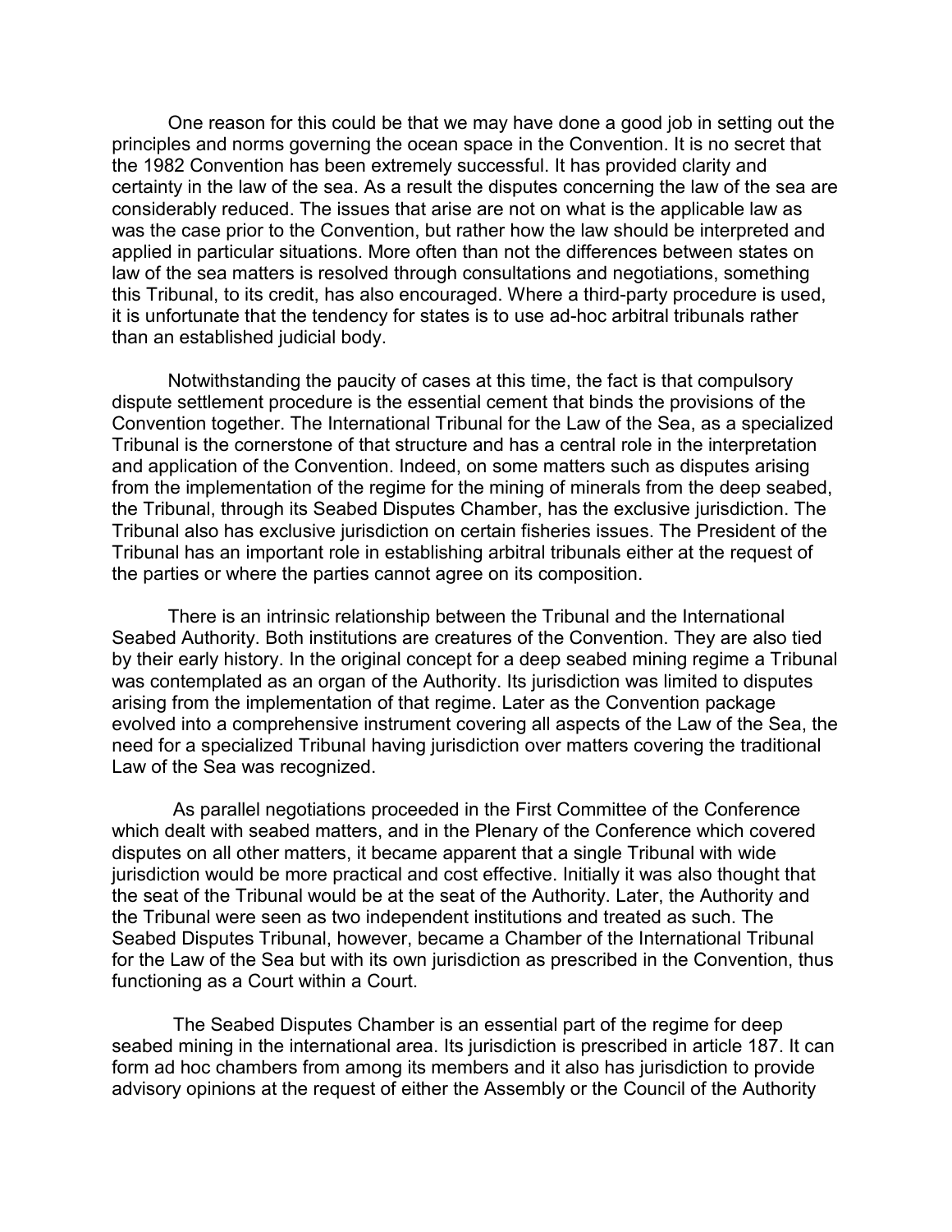One reason for this could be that we may have done a good job in setting out the principles and norms governing the ocean space in the Convention. It is no secret that the 1982 Convention has been extremely successful. It has provided clarity and certainty in the law of the sea. As a result the disputes concerning the law of the sea are considerably reduced. The issues that arise are not on what is the applicable law as was the case prior to the Convention, but rather how the law should be interpreted and applied in particular situations. More often than not the differences between states on law of the sea matters is resolved through consultations and negotiations, something this Tribunal, to its credit, has also encouraged. Where a third-party procedure is used, it is unfortunate that the tendency for states is to use ad-hoc arbitral tribunals rather than an established judicial body.

Notwithstanding the paucity of cases at this time, the fact is that compulsory dispute settlement procedure is the essential cement that binds the provisions of the Convention together. The International Tribunal for the Law of the Sea, as a specialized Tribunal is the cornerstone of that structure and has a central role in the interpretation and application of the Convention. Indeed, on some matters such as disputes arising from the implementation of the regime for the mining of minerals from the deep seabed, the Tribunal, through its Seabed Disputes Chamber, has the exclusive jurisdiction. The Tribunal also has exclusive jurisdiction on certain fisheries issues. The President of the Tribunal has an important role in establishing arbitral tribunals either at the request of the parties or where the parties cannot agree on its composition.

There is an intrinsic relationship between the Tribunal and the International Seabed Authority. Both institutions are creatures of the Convention. They are also tied by their early history. In the original concept for a deep seabed mining regime a Tribunal was contemplated as an organ of the Authority. Its jurisdiction was limited to disputes arising from the implementation of that regime. Later as the Convention package evolved into a comprehensive instrument covering all aspects of the Law of the Sea, the need for a specialized Tribunal having jurisdiction over matters covering the traditional Law of the Sea was recognized.

As parallel negotiations proceeded in the First Committee of the Conference which dealt with seabed matters, and in the Plenary of the Conference which covered disputes on all other matters, it became apparent that a single Tribunal with wide jurisdiction would be more practical and cost effective. Initially it was also thought that the seat of the Tribunal would be at the seat of the Authority. Later, the Authority and the Tribunal were seen as two independent institutions and treated as such. The Seabed Disputes Tribunal, however, became a Chamber of the International Tribunal for the Law of the Sea but with its own jurisdiction as prescribed in the Convention, thus functioning as a Court within a Court.

The Seabed Disputes Chamber is an essential part of the regime for deep seabed mining in the international area. Its jurisdiction is prescribed in article 187. It can form ad hoc chambers from among its members and it also has jurisdiction to provide advisory opinions at the request of either the Assembly or the Council of the Authority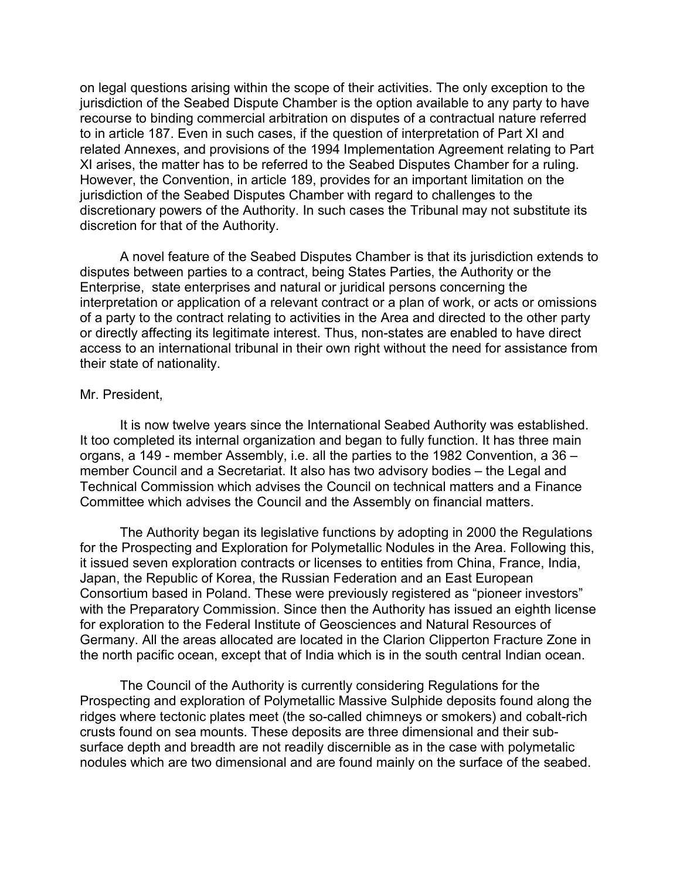on legal questions arising within the scope of their activities. The only exception to the jurisdiction of the Seabed Dispute Chamber is the option available to any party to have recourse to binding commercial arbitration on disputes of a contractual nature referred to in article 187. Even in such cases, if the question of interpretation of Part XI and related Annexes, and provisions of the 1994 Implementation Agreement relating to Part XI arises, the matter has to be referred to the Seabed Disputes Chamber for a ruling. However, the Convention, in article 189, provides for an important limitation on the jurisdiction of the Seabed Disputes Chamber with regard to challenges to the discretionary powers of the Authority. In such cases the Tribunal may not substitute its discretion for that of the Authority.

A novel feature of the Seabed Disputes Chamber is that its jurisdiction extends to disputes between parties to a contract, being States Parties, the Authority or the Enterprise, state enterprises and natural or juridical persons concerning the interpretation or application of a relevant contract or a plan of work, or acts or omissions of a party to the contract relating to activities in the Area and directed to the other party or directly affecting its legitimate interest. Thus, non-states are enabled to have direct access to an international tribunal in their own right without the need for assistance from their state of nationality.

Mr. President,

It is now twelve years since the International Seabed Authority was established. It too completed its internal organization and began to fully function. It has three main organs, a 149 - member Assembly, i.e. all the parties to the 1982 Convention, a 36 – member Council and a Secretariat. It also has two advisory bodies – the Legal and Technical Commission which advises the Council on technical matters and a Finance Committee which advises the Council and the Assembly on financial matters.

The Authority began its legislative functions by adopting in 2000 the Regulations for the Prospecting and Exploration for Polymetallic Nodules in the Area. Following this, it issued seven exploration contracts or licenses to entities from China, France, India, Japan, the Republic of Korea, the Russian Federation and an East European Consortium based in Poland. These were previously registered as "pioneer investors" with the Preparatory Commission. Since then the Authority has issued an eighth license for exploration to the Federal Institute of Geosciences and Natural Resources of Germany. All the areas allocated are located in the Clarion Clipperton Fracture Zone in the north pacific ocean, except that of India which is in the south central Indian ocean.

The Council of the Authority is currently considering Regulations for the Prospecting and exploration of Polymetallic Massive Sulphide deposits found along the ridges where tectonic plates meet (the so-called chimneys or smokers) and cobalt-rich crusts found on sea mounts. These deposits are three dimensional and their sub-surface depth and breadth are not readily discernible as in the case with polymetalic nodules which are two dimensional and are found mainly on the surface of the seabed.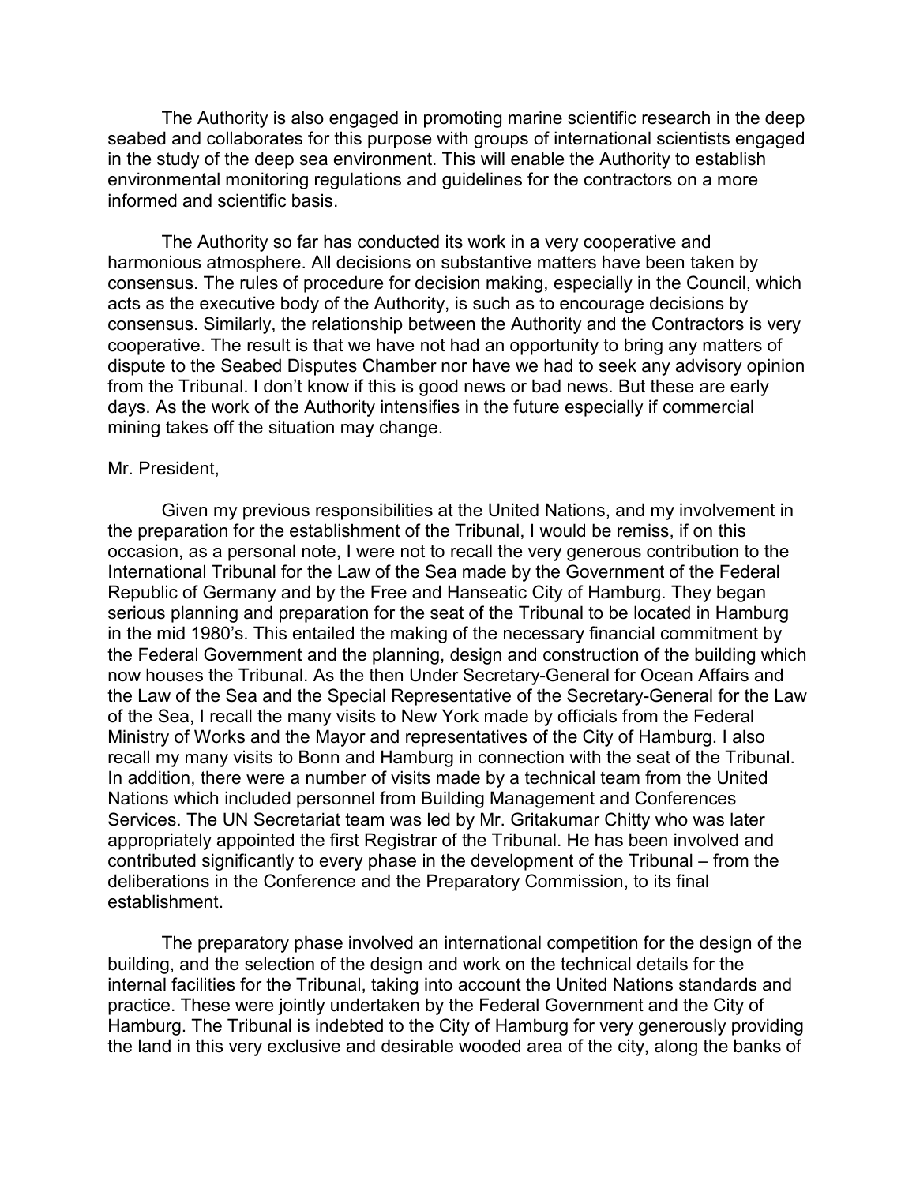The Authority is also engaged in promoting marine scientific research in the deep seabed and collaborates for this purpose with groups of international scientists engaged in the study of the deep sea environment. This will enable the Authority to establish environmental monitoring regulations and guidelines for the contractors on a more informed and scientific basis.

The Authority so far has conducted its work in a very cooperative and harmonious atmosphere. All decisions on substantive matters have been taken by consensus. The rules of procedure for decision making, especially in the Council, which acts as the executive body of the Authority, is such as to encourage decisions by consensus. Similarly, the relationship between the Authority and the Contractors is very cooperative. The result is that we have not had an opportunity to bring any matters of dispute to the Seabed Disputes Chamber nor have we had to seek any advisory opinion from the Tribunal. I don't know if this is good news or bad news. But these are early days. As the work of the Authority intensifies in the future especially if commercial mining takes off the situation may change.

Mr. President,

Given my previous responsibilities at the United Nations, and my involvement in the preparation for the establishment of the Tribunal, I would be remiss, if on this occasion, as a personal note, I were not to recall the very generous contribution to the International Tribunal for the Law of the Sea made by the Government of the Federal Republic of Germany and by the Free and Hanseatic City of Hamburg. They began serious planning and preparation for the seat of the Tribunal to be located in Hamburg in the mid 1980's. This entailed the making of the necessary financial commitment by the Federal Government and the planning, design and construction of the building which now houses the Tribunal. As the then Under Secretary-General for Ocean Affairs and the Law of the Sea and the Special Representative of the Secretary-General for the Law of the Sea, I recall the many visits to New York made by officials from the Federal Ministry of Works and the Mayor and representatives of the City of Hamburg. I also recall my many visits to Bonn and Hamburg in connection with the seat of the Tribunal. In addition, there were a number of visits made by a technical team from the United Nations which included personnel from Building Management and Conferences Services. The UN Secretariat team was led by Mr. Gritakumar Chitty who was later appropriately appointed the first Registrar of the Tribunal. He has been involved and contributed significantly to every phase in the development of the Tribunal – from the deliberations in the Conference and the Preparatory Commission, to its final establishment.

The preparatory phase involved an international competition for the design of the building, and the selection of the design and work on the technical details for the internal facilities for the Tribunal, taking into account the United Nations standards and practice. These were jointly undertaken by the Federal Government and the City of Hamburg. The Tribunal is indebted to the City of Hamburg for very generously providing the land in this very exclusive and desirable wooded area of the city, along the banks of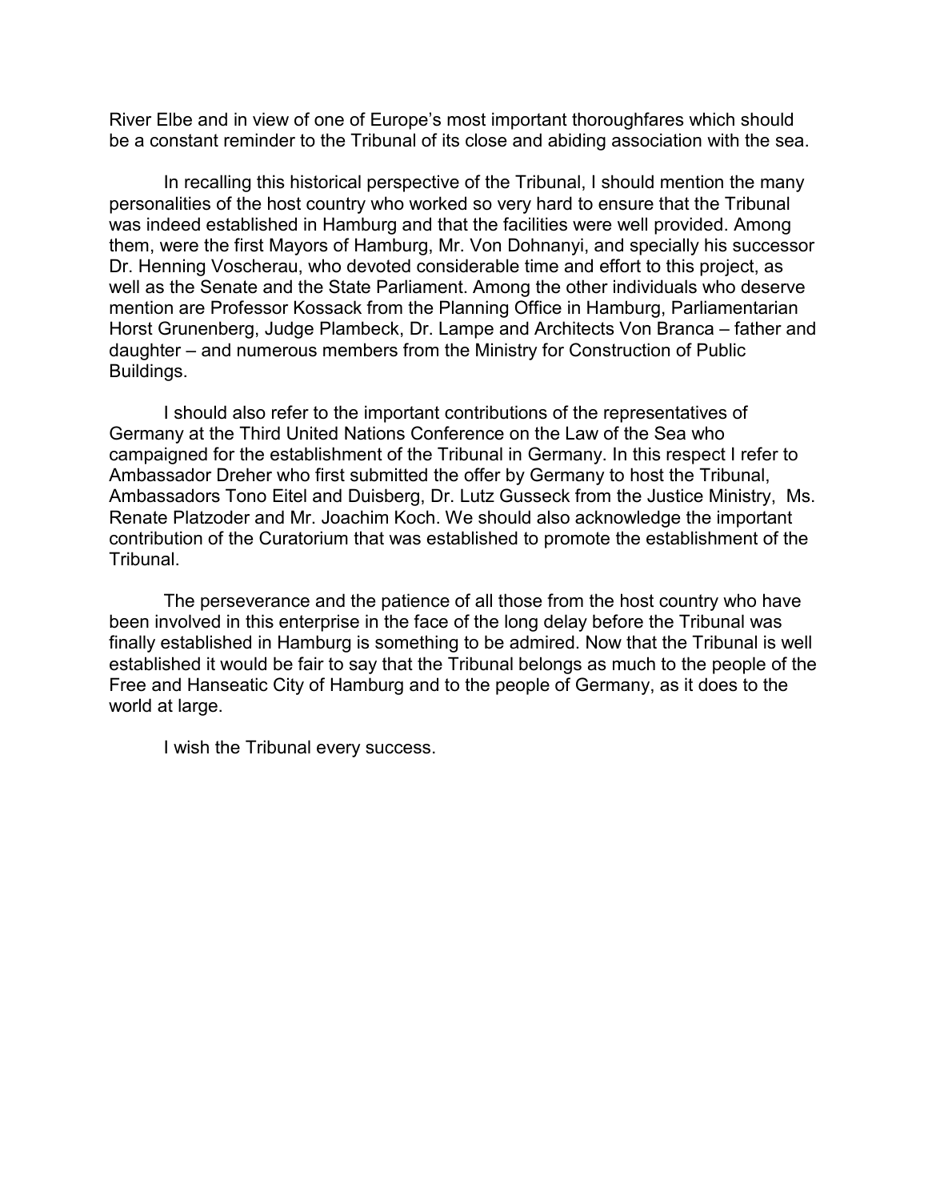River Elbe and in view of one of Europe's most important thoroughfares which should be a constant reminder to the Tribunal of its close and abiding association with the sea.

In recalling this historical perspective of the Tribunal, I should mention the many personalities of the host country who worked so very hard to ensure that the Tribunal was indeed established in Hamburg and that the facilities were well provided. Among them, were the first Mayors of Hamburg, Mr. Von Dohnanyi, and specially his successor Dr. Henning Voscherau, who devoted considerable time and effort to this project, as well as the Senate and the State Parliament. Among the other individuals who deserve mention are Professor Kossack from the Planning Office in Hamburg, Parliamentarian Horst Grunenberg, Judge Plambeck, Dr. Lampe and Architects Von Branca – father and daughter – and numerous members from the Ministry for Construction of Public Buildings.

I should also refer to the important contributions of the representatives of Germany at the Third United Nations Conference on the Law of the Sea who campaigned for the establishment of the Tribunal in Germany. In this respect I refer to Ambassador Dreher who first submitted the offer by Germany to host the Tribunal, Ambassadors Tono Eitel and Duisberg, Dr. Lutz Gusseck from the Justice Ministry, Ms. Renate Platzoder and Mr. Joachim Koch. We should also acknowledge the important contribution of the Curatorium that was established to promote the establishment of the Tribunal.

The perseverance and the patience of all those from the host country who have been involved in this enterprise in the face of the long delay before the Tribunal was finally established in Hamburg is something to be admired. Now that the Tribunal is well established it would be fair to say that the Tribunal belongs as much to the people of the Free and Hanseatic City of Hamburg and to the people of Germany, as it does to the world at large.

I wish the Tribunal every success.